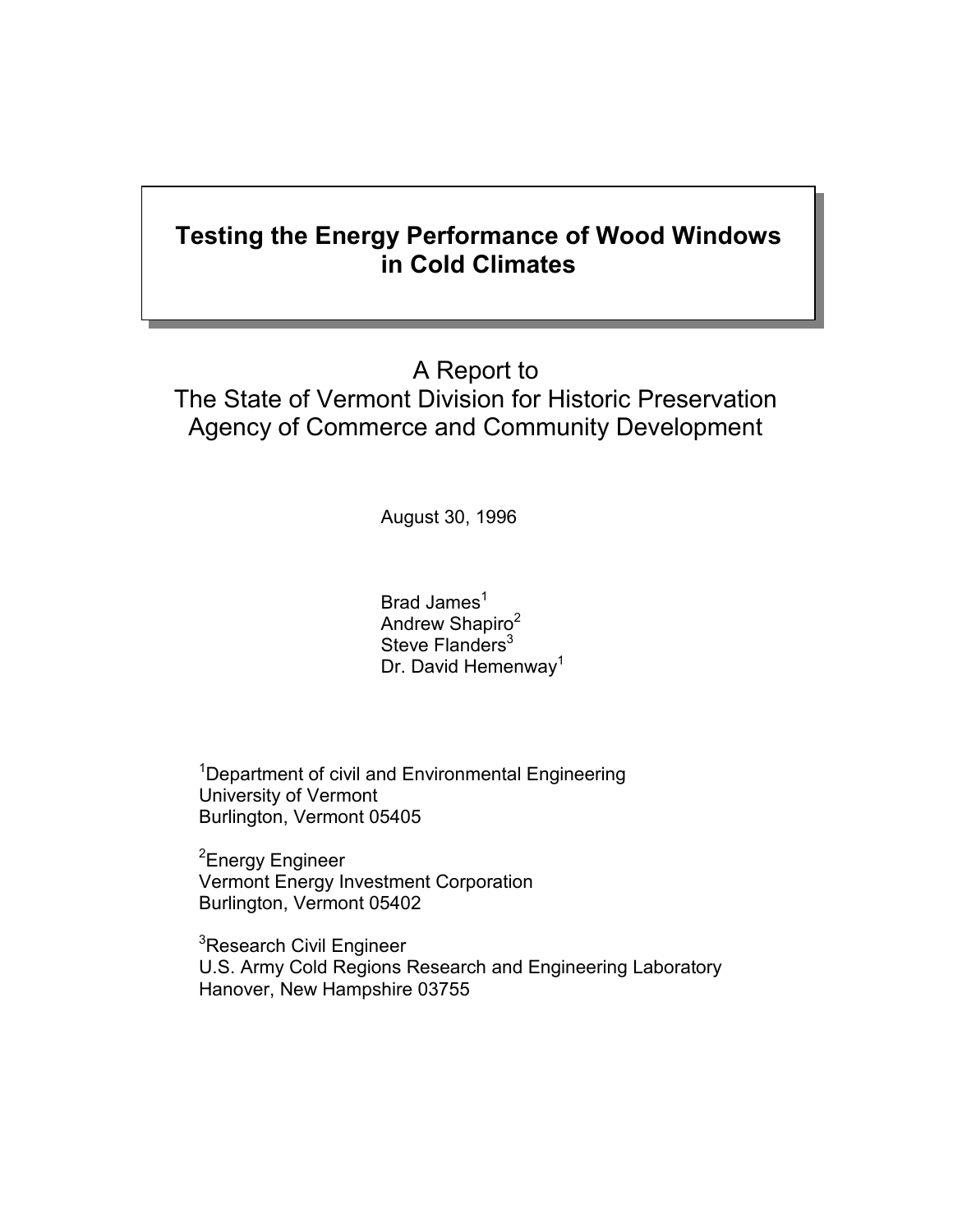# Testing the Energy Performance of Wood Windows in Cold Climates

A Report to
The State of Vermont Division for Historic Preservation
Agency of Commerce and Community Development

August 30, 1996

Brad James[1]
Andrew Shapiro[2]
Steve Flanders[3]
Dr. David Hemenway[1]

[1]Department of civil and Environmental Engineering
University of Vermont
Burlington, Vermont 05405

[2]Energy Engineer
Vermont Energy Investment Corporation
Burlington, Vermont 05402

[3]Research Civil Engineer
U.S. Army Cold Regions Research and Engineering Laboratory
Hanover, New Hampshire 03755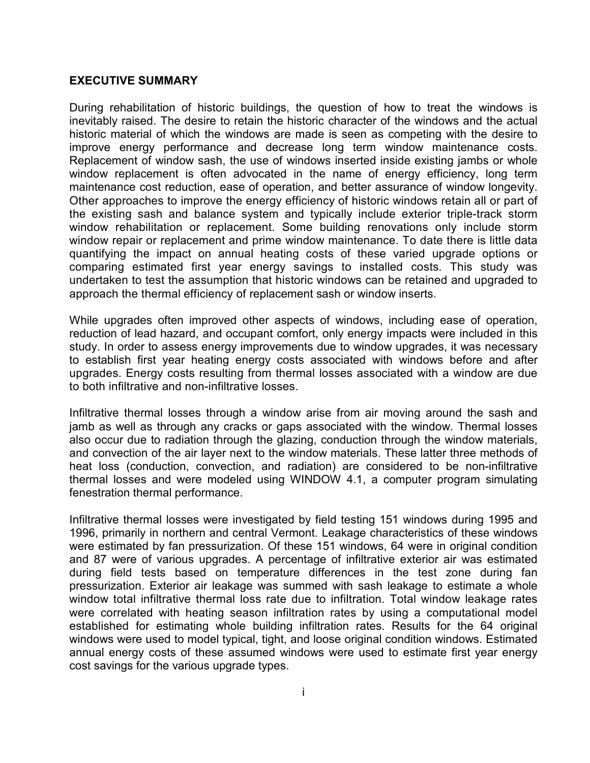## EXECUTIVE SUMMARY

During rehabilitation of historic buildings, the question of how to treat the windows is inevitably raised. The desire to retain the historic character of the windows and the actual historic material of which the windows are made is seen as competing with the desire to improve energy performance and decrease long term window maintenance costs. Replacement of window sash, the use of windows inserted inside existing jambs or whole window replacement is often advocated in the name of energy efficiency, long term maintenance cost reduction, ease of operation, and better assurance of window longevity. Other approaches to improve the energy efficiency of historic windows retain all or part of the existing sash and balance system and typically include exterior triple-track storm window rehabilitation or replacement. Some building renovations only include storm window repair or replacement and prime window maintenance. To date there is little data quantifying the impact on annual heating costs of these varied upgrade options or comparing estimated first year energy savings to installed costs. This study was undertaken to test the assumption that historic windows can be retained and upgraded to approach the thermal efficiency of replacement sash or window inserts.

While upgrades often improved other aspects of windows, including ease of operation, reduction of lead hazard, and occupant comfort, only energy impacts were included in this study. In order to assess energy improvements due to window upgrades, it was necessary to establish first year heating energy costs associated with windows before and after upgrades. Energy costs resulting from thermal losses associated with a window are due to both infiltrative and non-infiltrative losses.

Infiltrative thermal losses through a window arise from air moving around the sash and jamb as well as through any cracks or gaps associated with the window. Thermal losses also occur due to radiation through the glazing, conduction through the window materials, and convection of the air layer next to the window materials. These latter three methods of heat loss (conduction, convection, and radiation) are considered to be non-infiltrative thermal losses and were modeled using WINDOW 4.1, a computer program simulating fenestration thermal performance.

Infiltrative thermal losses were investigated by field testing 151 windows during 1995 and 1996, primarily in northern and central Vermont. Leakage characteristics of these windows were estimated by fan pressurization. Of these 151 windows, 64 were in original condition and 87 were of various upgrades. A percentage of infiltrative exterior air was estimated during field tests based on temperature differences in the test zone during fan pressurization. Exterior air leakage was summed with sash leakage to estimate a whole window total infiltrative thermal loss rate due to infiltration. Total window leakage rates were correlated with heating season infiltration rates by using a computational model established for estimating whole building infiltration rates. Results for the 64 original windows were used to model typical, tight, and loose original condition windows. Estimated annual energy costs of these assumed windows were used to estimate first year energy cost savings for the various upgrade types.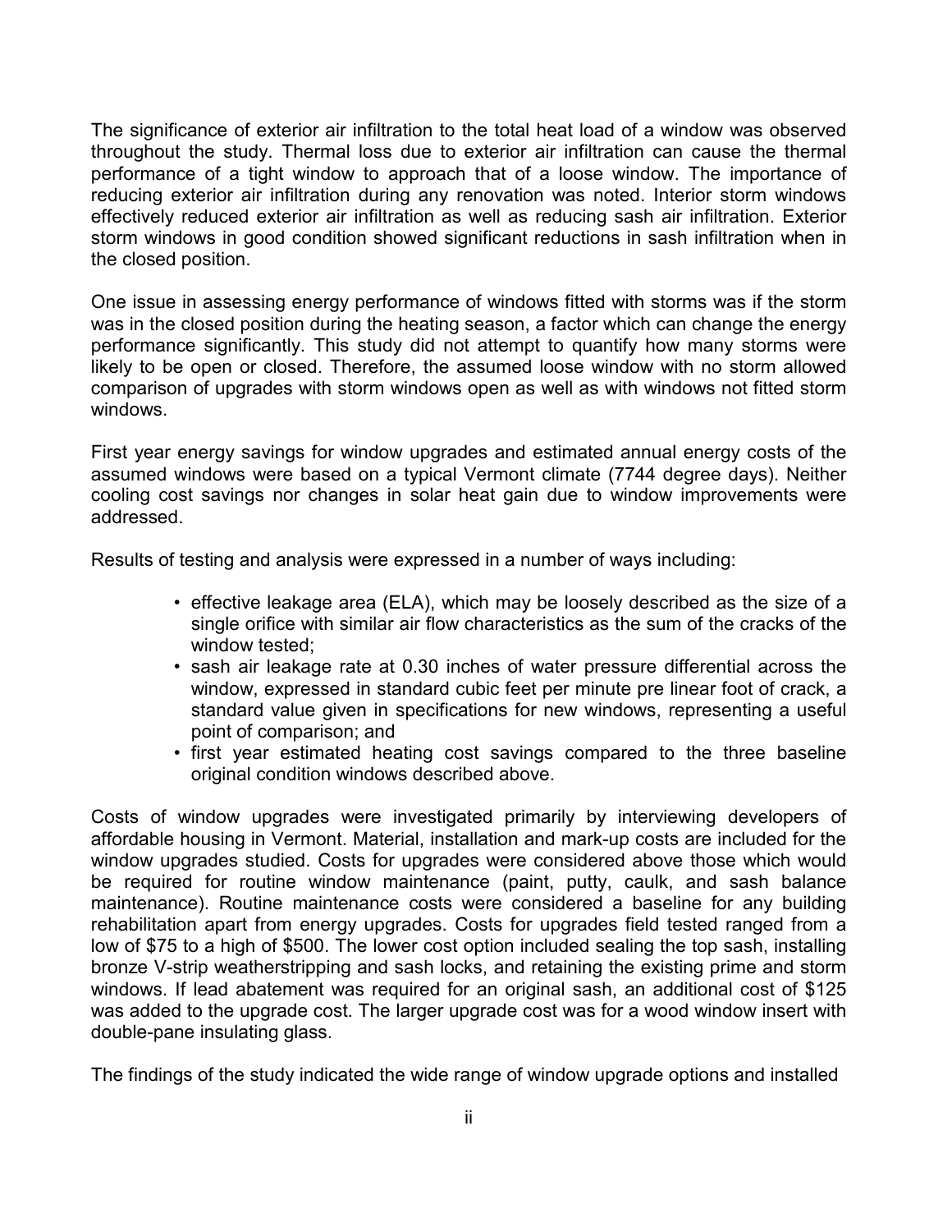The significance of exterior air infiltration to the total heat load of a window was observed throughout the study. Thermal loss due to exterior air infiltration can cause the thermal performance of a tight window to approach that of a loose window. The importance of reducing exterior air infiltration during any renovation was noted. Interior storm windows effectively reduced exterior air infiltration as well as reducing sash air infiltration. Exterior storm windows in good condition showed significant reductions in sash infiltration when in the closed position.

One issue in assessing energy performance of windows fitted with storms was if the storm was in the closed position during the heating season, a factor which can change the energy performance significantly. This study did not attempt to quantify how many storms were likely to be open or closed. Therefore, the assumed loose window with no storm allowed comparison of upgrades with storm windows open as well as with windows not fitted storm windows.

First year energy savings for window upgrades and estimated annual energy costs of the assumed windows were based on a typical Vermont climate (7744 degree days). Neither cooling cost savings nor changes in solar heat gain due to window improvements were addressed.

Results of testing and analysis were expressed in a number of ways including:

- effective leakage area (ELA), which may be loosely described as the size of a single orifice with similar air flow characteristics as the sum of the cracks of the window tested;
- sash air leakage rate at 0.30 inches of water pressure differential across the window, expressed in standard cubic feet per minute pre linear foot of crack, a standard value given in specifications for new windows, representing a useful point of comparison; and
- first year estimated heating cost savings compared to the three baseline original condition windows described above.

Costs of window upgrades were investigated primarily by interviewing developers of affordable housing in Vermont. Material, installation and mark-up costs are included for the window upgrades studied. Costs for upgrades were considered above those which would be required for routine window maintenance (paint, putty, caulk, and sash balance maintenance). Routine maintenance costs were considered a baseline for any building rehabilitation apart from energy upgrades. Costs for upgrades field tested ranged from a low of $75 to a high of $500. The lower cost option included sealing the top sash, installing bronze V-strip weatherstripping and sash locks, and retaining the existing prime and storm windows. If lead abatement was required for an original sash, an additional cost of $125 was added to the upgrade cost. The larger upgrade cost was for a wood window insert with double-pane insulating glass.

The findings of the study indicated the wide range of window upgrade options and installed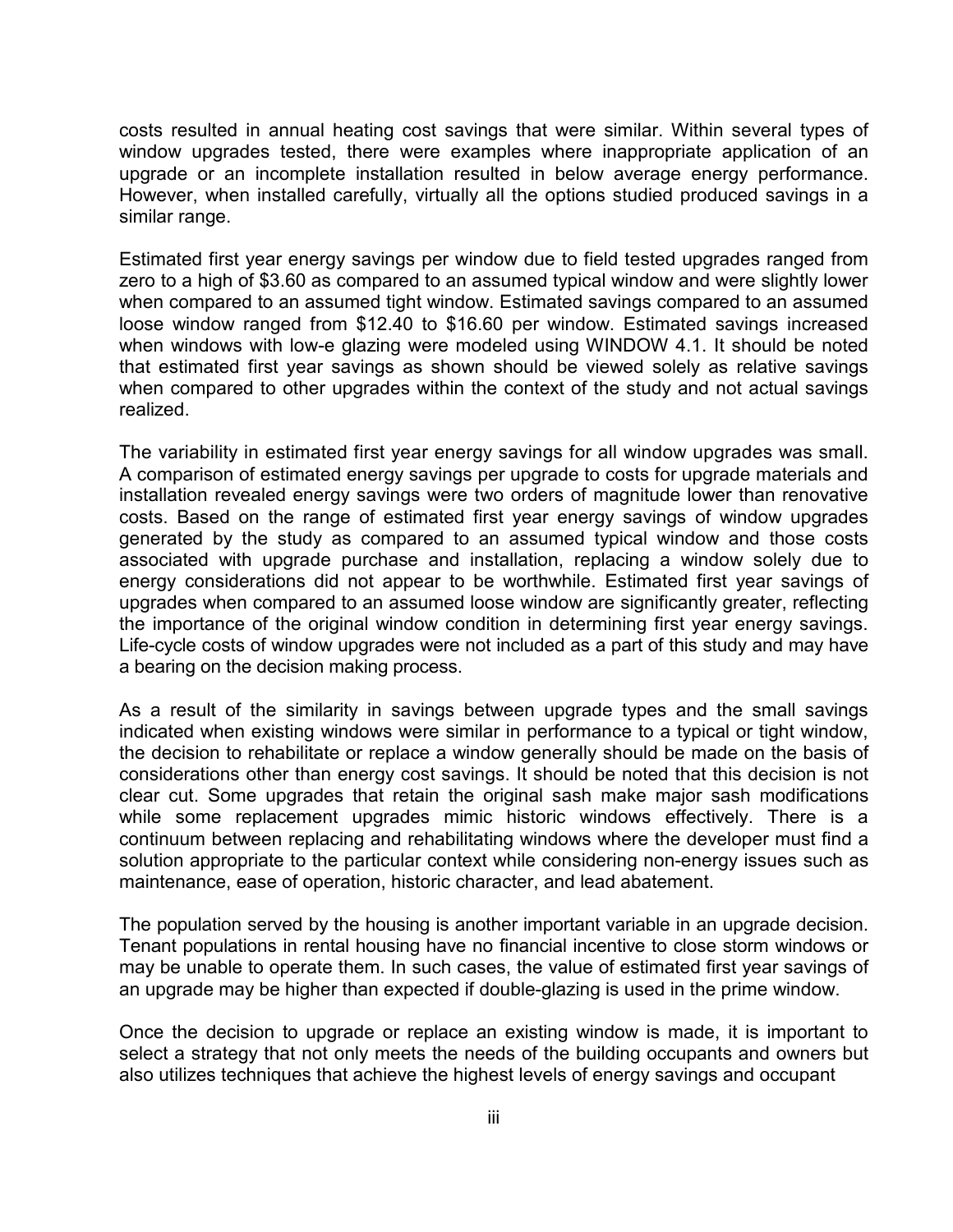costs resulted in annual heating cost savings that were similar. Within several types of window upgrades tested, there were examples where inappropriate application of an upgrade or an incomplete installation resulted in below average energy performance. However, when installed carefully, virtually all the options studied produced savings in a similar range.

Estimated first year energy savings per window due to field tested upgrades ranged from zero to a high of $3.60 as compared to an assumed typical window and were slightly lower when compared to an assumed tight window. Estimated savings compared to an assumed loose window ranged from $12.40 to $16.60 per window. Estimated savings increased when windows with low-e glazing were modeled using WINDOW 4.1. It should be noted that estimated first year savings as shown should be viewed solely as relative savings when compared to other upgrades within the context of the study and not actual savings realized.

The variability in estimated first year energy savings for all window upgrades was small. A comparison of estimated energy savings per upgrade to costs for upgrade materials and installation revealed energy savings were two orders of magnitude lower than renovative costs. Based on the range of estimated first year energy savings of window upgrades generated by the study as compared to an assumed typical window and those costs associated with upgrade purchase and installation, replacing a window solely due to energy considerations did not appear to be worthwhile. Estimated first year savings of upgrades when compared to an assumed loose window are significantly greater, reflecting the importance of the original window condition in determining first year energy savings. Life-cycle costs of window upgrades were not included as a part of this study and may have a bearing on the decision making process.

As a result of the similarity in savings between upgrade types and the small savings indicated when existing windows were similar in performance to a typical or tight window, the decision to rehabilitate or replace a window generally should be made on the basis of considerations other than energy cost savings. It should be noted that this decision is not clear cut. Some upgrades that retain the original sash make major sash modifications while some replacement upgrades mimic historic windows effectively. There is a continuum between replacing and rehabilitating windows where the developer must find a solution appropriate to the particular context while considering non-energy issues such as maintenance, ease of operation, historic character, and lead abatement.

The population served by the housing is another important variable in an upgrade decision. Tenant populations in rental housing have no financial incentive to close storm windows or may be unable to operate them. In such cases, the value of estimated first year savings of an upgrade may be higher than expected if double-glazing is used in the prime window.

Once the decision to upgrade or replace an existing window is made, it is important to select a strategy that not only meets the needs of the building occupants and owners but also utilizes techniques that achieve the highest levels of energy savings and occupant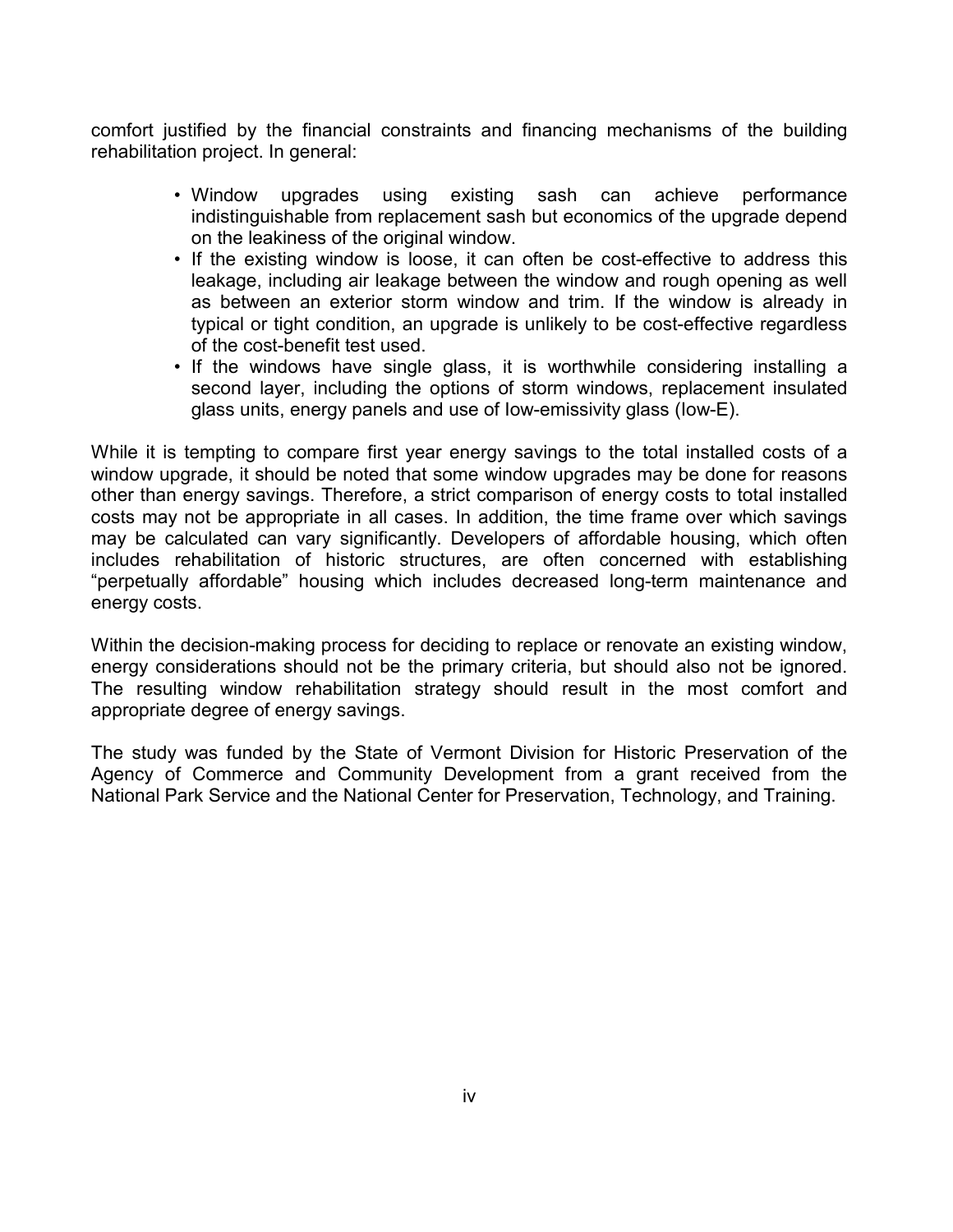comfort justified by the financial constraints and financing mechanisms of the building rehabilitation project. In general:

- Window upgrades using existing sash can achieve performance indistinguishable from replacement sash but economics of the upgrade depend on the leakiness of the original window.
- If the existing window is loose, it can often be cost-effective to address this leakage, including air leakage between the window and rough opening as well as between an exterior storm window and trim. If the window is already in typical or tight condition, an upgrade is unlikely to be cost-effective regardless of the cost-benefit test used.
- If the windows have single glass, it is worthwhile considering installing a second layer, including the options of storm windows, replacement insulated glass units, energy panels and use of low-emissivity glass (low-E).

While it is tempting to compare first year energy savings to the total installed costs of a window upgrade, it should be noted that some window upgrades may be done for reasons other than energy savings. Therefore, a strict comparison of energy costs to total installed costs may not be appropriate in all cases. In addition, the time frame over which savings may be calculated can vary significantly. Developers of affordable housing, which often includes rehabilitation of historic structures, are often concerned with establishing "perpetually affordable" housing which includes decreased long-term maintenance and energy costs.

Within the decision-making process for deciding to replace or renovate an existing window, energy considerations should not be the primary criteria, but should also not be ignored. The resulting window rehabilitation strategy should result in the most comfort and appropriate degree of energy savings.

The study was funded by the State of Vermont Division for Historic Preservation of the Agency of Commerce and Community Development from a grant received from the National Park Service and the National Center for Preservation, Technology, and Training.